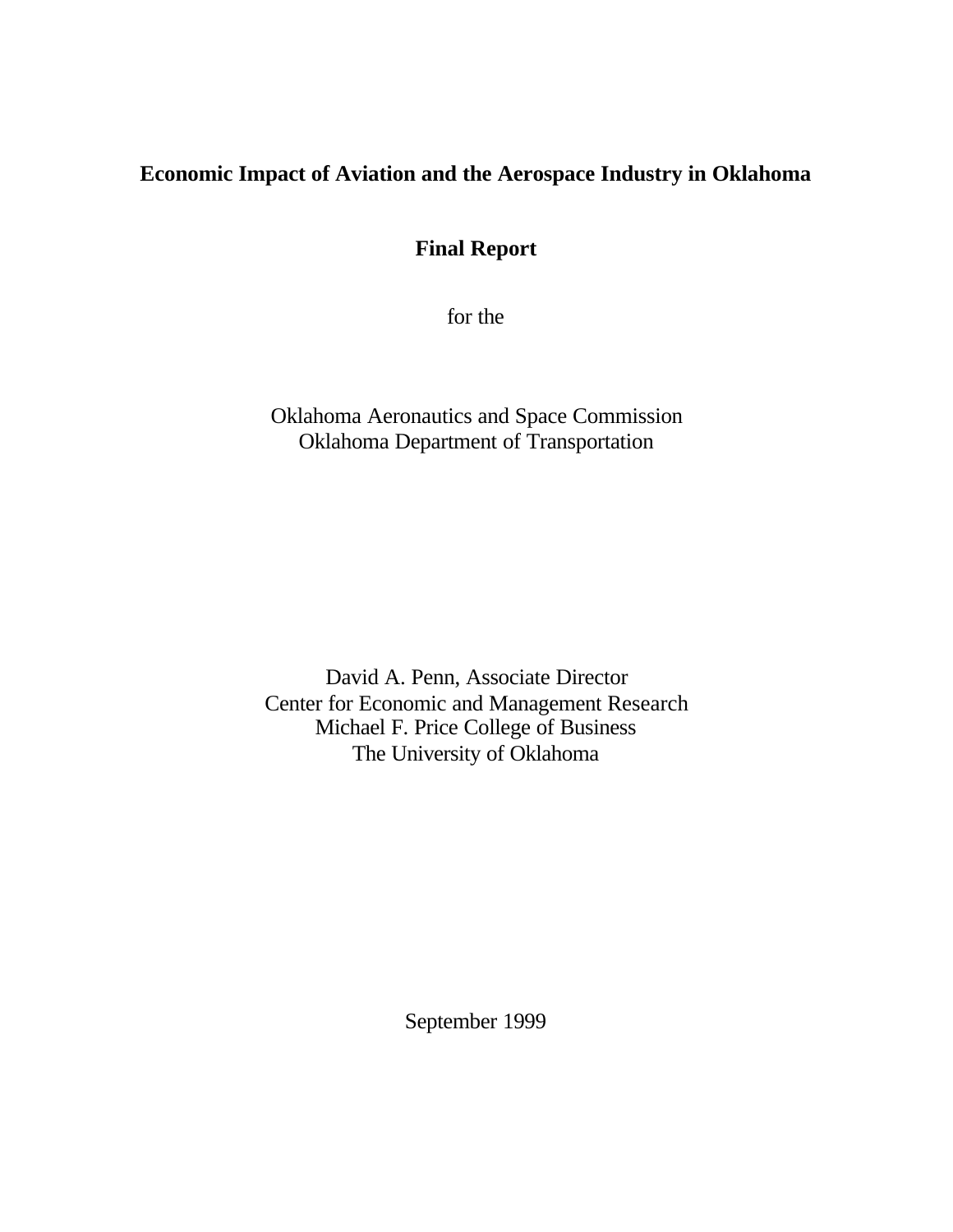# Economic Impact of Aviation and the Aerospace Industry in Oklahoma

## Final Report

for the

Oklahoma Aeronautics and Space Commission
Oklahoma Department of Transportation

David A. Penn, Associate Director
Center for Economic and Management Research
Michael F. Price College of Business
The University of Oklahoma

September 1999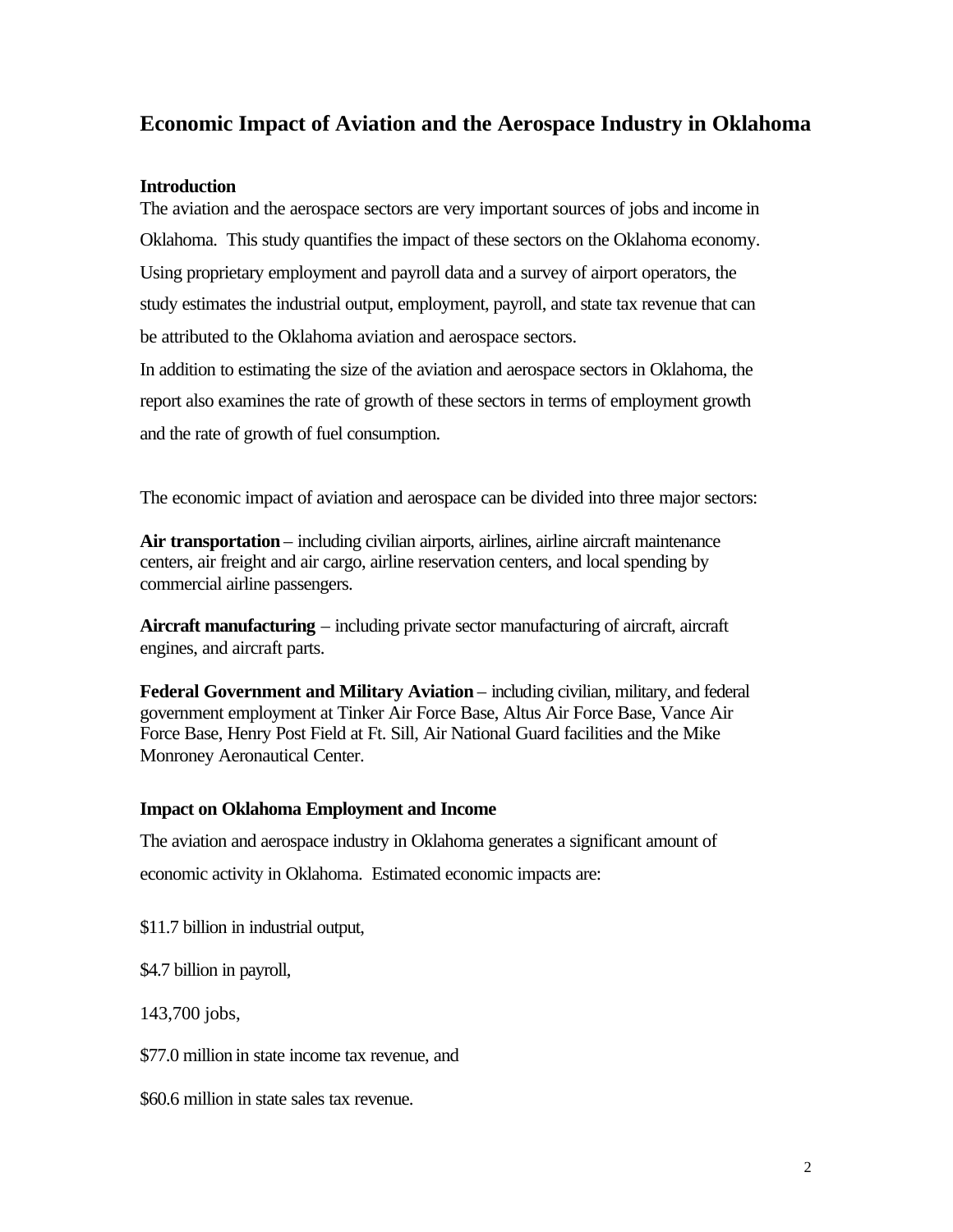# Economic Impact of Aviation and the Aerospace Industry in Oklahoma

### Introduction

The aviation and the aerospace sectors are very important sources of jobs and income in Oklahoma. This study quantifies the impact of these sectors on the Oklahoma economy. Using proprietary employment and payroll data and a survey of airport operators, the study estimates the industrial output, employment, payroll, and state tax revenue that can be attributed to the Oklahoma aviation and aerospace sectors.

In addition to estimating the size of the aviation and aerospace sectors in Oklahoma, the report also examines the rate of growth of these sectors in terms of employment growth and the rate of growth of fuel consumption.

The economic impact of aviation and aerospace can be divided into three major sectors:

**Air transportation** – including civilian airports, airlines, airline aircraft maintenance centers, air freight and air cargo, airline reservation centers, and local spending by commercial airline passengers.

**Aircraft manufacturing** – including private sector manufacturing of aircraft, aircraft engines, and aircraft parts.

**Federal Government and Military Aviation** – including civilian, military, and federal government employment at Tinker Air Force Base, Altus Air Force Base, Vance Air Force Base, Henry Post Field at Ft. Sill, Air National Guard facilities and the Mike Monroney Aeronautical Center.

### Impact on Oklahoma Employment and Income

The aviation and aerospace industry in Oklahoma generates a significant amount of economic activity in Oklahoma. Estimated economic impacts are:

$11.7 billion in industrial output,

$4.7 billion in payroll,

143,700 jobs,

$77.0 million in state income tax revenue, and

$60.6 million in state sales tax revenue.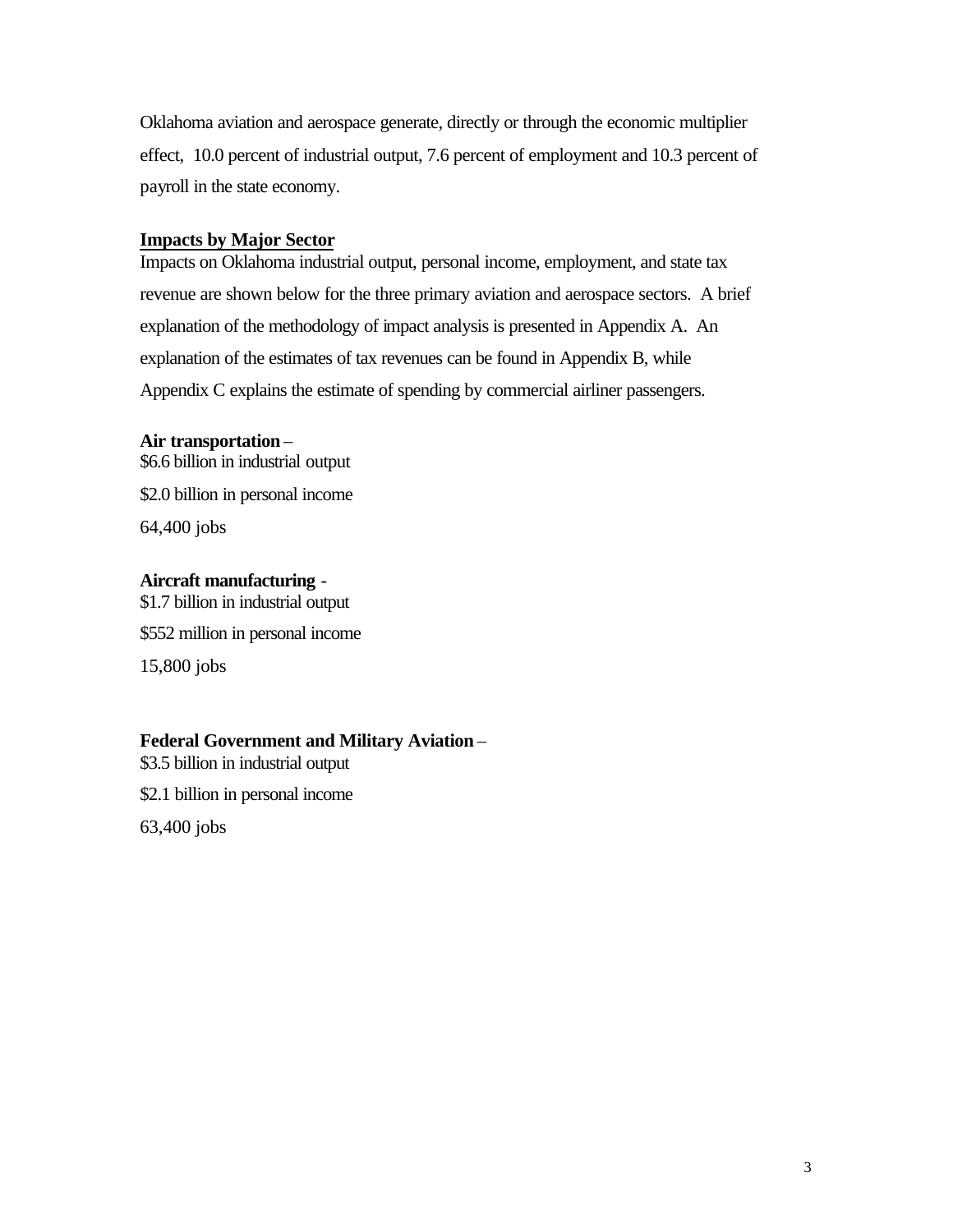Oklahoma aviation and aerospace generate, directly or through the economic multiplier effect, 10.0 percent of industrial output, 7.6 percent of employment and 10.3 percent of payroll in the state economy.

## Impacts by Major Sector

Impacts on Oklahoma industrial output, personal income, employment, and state tax revenue are shown below for the three primary aviation and aerospace sectors. A brief explanation of the methodology of impact analysis is presented in Appendix A. An explanation of the estimates of tax revenues can be found in Appendix B, while Appendix C explains the estimate of spending by commercial airliner passengers.

**Air transportation** –
$6.6 billion in industrial output

$2.0 billion in personal income

64,400 jobs

**Aircraft manufacturing** -
$1.7 billion in industrial output

$552 million in personal income

15,800 jobs

**Federal Government and Military Aviation** –
$3.5 billion in industrial output

$2.1 billion in personal income

63,400 jobs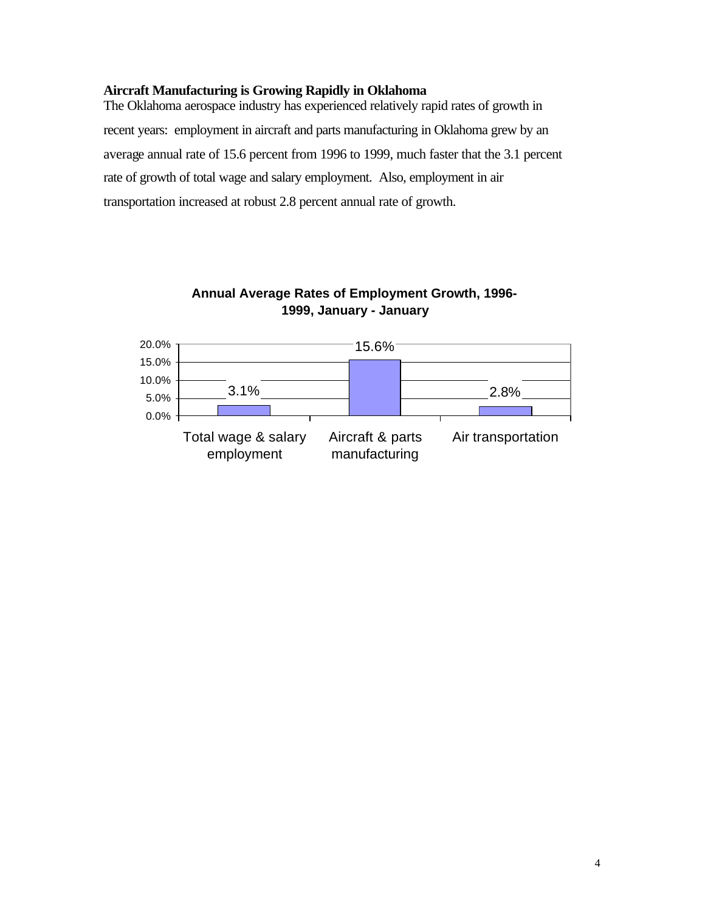**Aircraft Manufacturing is Growing Rapidly in Oklahoma**

The Oklahoma aerospace industry has experienced relatively rapid rates of growth in recent years: employment in aircraft and parts manufacturing in Oklahoma grew by an average annual rate of 15.6 percent from 1996 to 1999, much faster that the 3.1 percent rate of growth of total wage and salary employment. Also, employment in air transportation increased at robust 2.8 percent annual rate of growth.

**Annual Average Rates of Employment Growth, 1996-1999, January - January**

| Category | Growth Rate |
| --- | --- |
| Total wage & salary employment | 3.1% |
| Aircraft & parts manufacturing | 15.6% |
| Air transportation | 2.8% |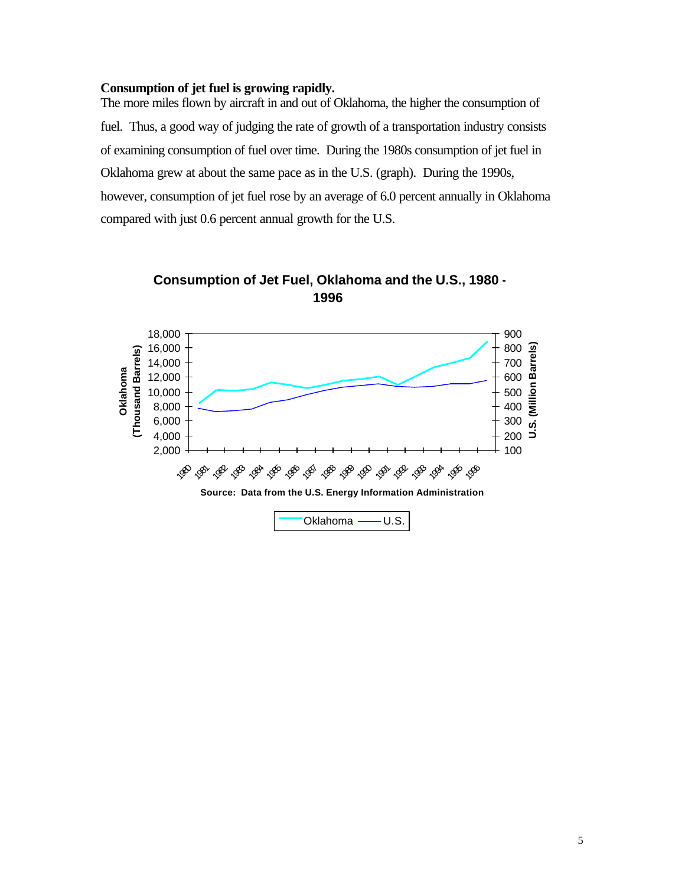**Consumption of jet fuel is growing rapidly.**

The more miles flown by aircraft in and out of Oklahoma, the higher the consumption of fuel. Thus, a good way of judging the rate of growth of a transportation industry consists of examining consumption of fuel over time. During the 1980s consumption of jet fuel in Oklahoma grew at about the same pace as in the U.S. (graph). During the 1990s, however, consumption of jet fuel rose by an average of 6.0 percent annually in Oklahoma compared with just 0.6 percent annual growth for the U.S.

**Consumption of Jet Fuel, Oklahoma and the U.S., 1980 - 1996**

Source: Data from the U.S. Energy Information Administration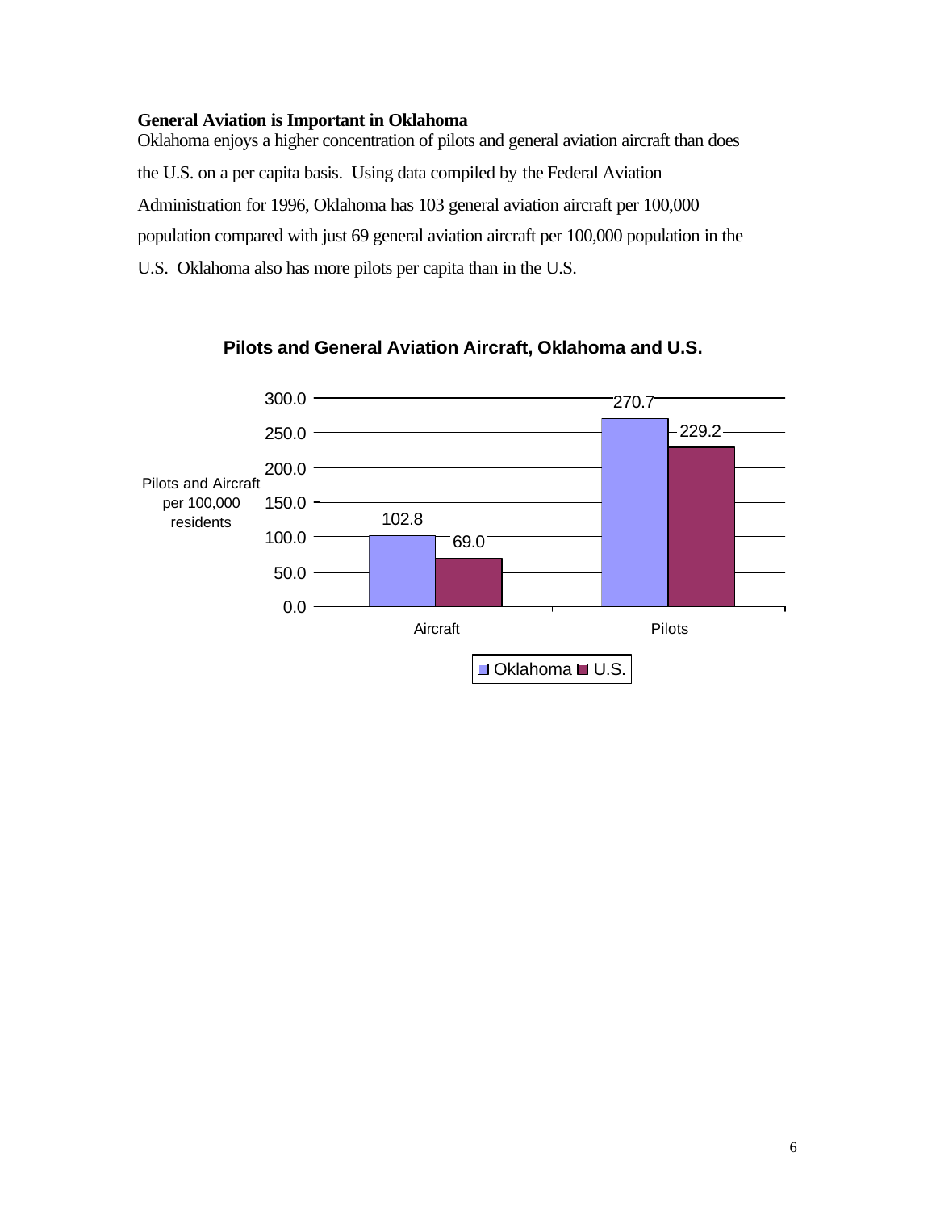**General Aviation is Important in Oklahoma**

Oklahoma enjoys a higher concentration of pilots and general aviation aircraft than does the U.S. on a per capita basis. Using data compiled by the Federal Aviation Administration for 1996, Oklahoma has 103 general aviation aircraft per 100,000 population compared with just 69 general aviation aircraft per 100,000 population in the U.S. Oklahoma also has more pilots per capita than in the U.S.

**Pilots and General Aviation Aircraft, Oklahoma and U.S.**

| Pilots and Aircraft per 100,000 residents | Oklahoma | U.S. |
|---|---|---|
| Aircraft | 102.8 | 69.0 |
| Pilots | 270.7 | 229.2 |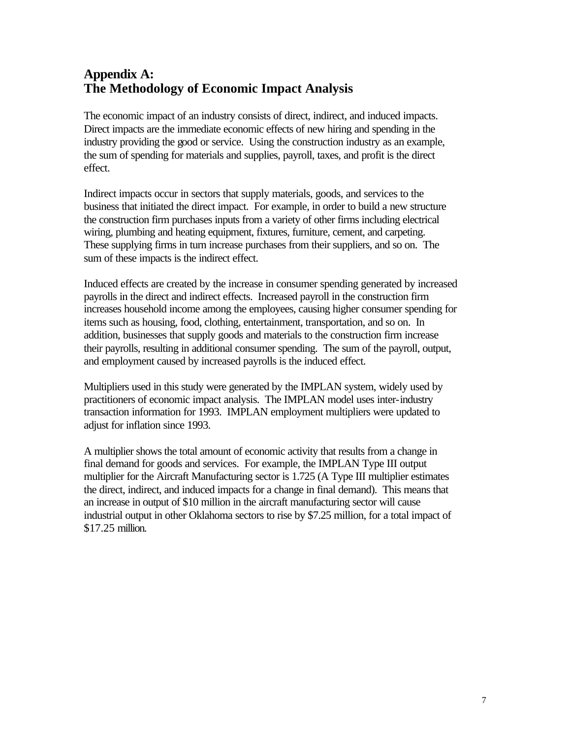## Appendix A: The Methodology of Economic Impact Analysis

The economic impact of an industry consists of direct, indirect, and induced impacts. Direct impacts are the immediate economic effects of new hiring and spending in the industry providing the good or service. Using the construction industry as an example, the sum of spending for materials and supplies, payroll, taxes, and profit is the direct effect.

Indirect impacts occur in sectors that supply materials, goods, and services to the business that initiated the direct impact. For example, in order to build a new structure the construction firm purchases inputs from a variety of other firms including electrical wiring, plumbing and heating equipment, fixtures, furniture, cement, and carpeting. These supplying firms in turn increase purchases from their suppliers, and so on. The sum of these impacts is the indirect effect.

Induced effects are created by the increase in consumer spending generated by increased payrolls in the direct and indirect effects. Increased payroll in the construction firm increases household income among the employees, causing higher consumer spending for items such as housing, food, clothing, entertainment, transportation, and so on. In addition, businesses that supply goods and materials to the construction firm increase their payrolls, resulting in additional consumer spending. The sum of the payroll, output, and employment caused by increased payrolls is the induced effect.

Multipliers used in this study were generated by the IMPLAN system, widely used by practitioners of economic impact analysis. The IMPLAN model uses inter-industry transaction information for 1993. IMPLAN employment multipliers were updated to adjust for inflation since 1993.

A multiplier shows the total amount of economic activity that results from a change in final demand for goods and services. For example, the IMPLAN Type III output multiplier for the Aircraft Manufacturing sector is 1.725 (A Type III multiplier estimates the direct, indirect, and induced impacts for a change in final demand). This means that an increase in output of $10 million in the aircraft manufacturing sector will cause industrial output in other Oklahoma sectors to rise by $7.25 million, for a total impact of $17.25 million.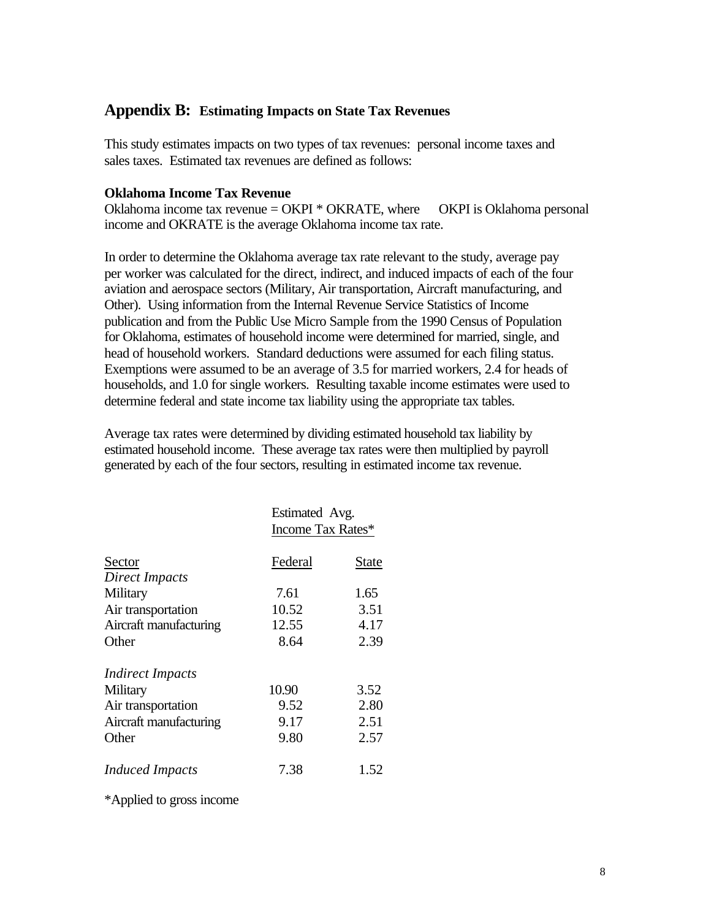## Appendix B: Estimating Impacts on State Tax Revenues

This study estimates impacts on two types of tax revenues: personal income taxes and sales taxes. Estimated tax revenues are defined as follows:

**Oklahoma Income Tax Revenue**

Oklahoma income tax revenue = OKPI * OKRATE, where OKPI is Oklahoma personal income and OKRATE is the average Oklahoma income tax rate.

In order to determine the Oklahoma average tax rate relevant to the study, average pay per worker was calculated for the direct, indirect, and induced impacts of each of the four aviation and aerospace sectors (Military, Air transportation, Aircraft manufacturing, and Other). Using information from the Internal Revenue Service Statistics of Income publication and from the Public Use Micro Sample from the 1990 Census of Population for Oklahoma, estimates of household income were determined for married, single, and head of household workers. Standard deductions were assumed for each filing status. Exemptions were assumed to be an average of 3.5 for married workers, 2.4 for heads of households, and 1.0 for single workers. Resulting taxable income estimates were used to determine federal and state income tax liability using the appropriate tax tables.

Average tax rates were determined by dividing estimated household tax liability by estimated household income. These average tax rates were then multiplied by payroll generated by each of the four sectors, resulting in estimated income tax revenue.

| | Estimated Avg. Income Tax Rates* | |
|---|---|---|
| Sector | Federal | State |
| *Direct Impacts* | | |
| Military | 7.61 | 1.65 |
| Air transportation | 10.52 | 3.51 |
| Aircraft manufacturing | 12.55 | 4.17 |
| Other | 8.64 | 2.39 |
| *Indirect Impacts* | | |
| Military | 10.90 | 3.52 |
| Air transportation | 9.52 | 2.80 |
| Aircraft manufacturing | 9.17 | 2.51 |
| Other | 9.80 | 2.57 |
| *Induced Impacts* | 7.38 | 1.52 |

*Applied to gross income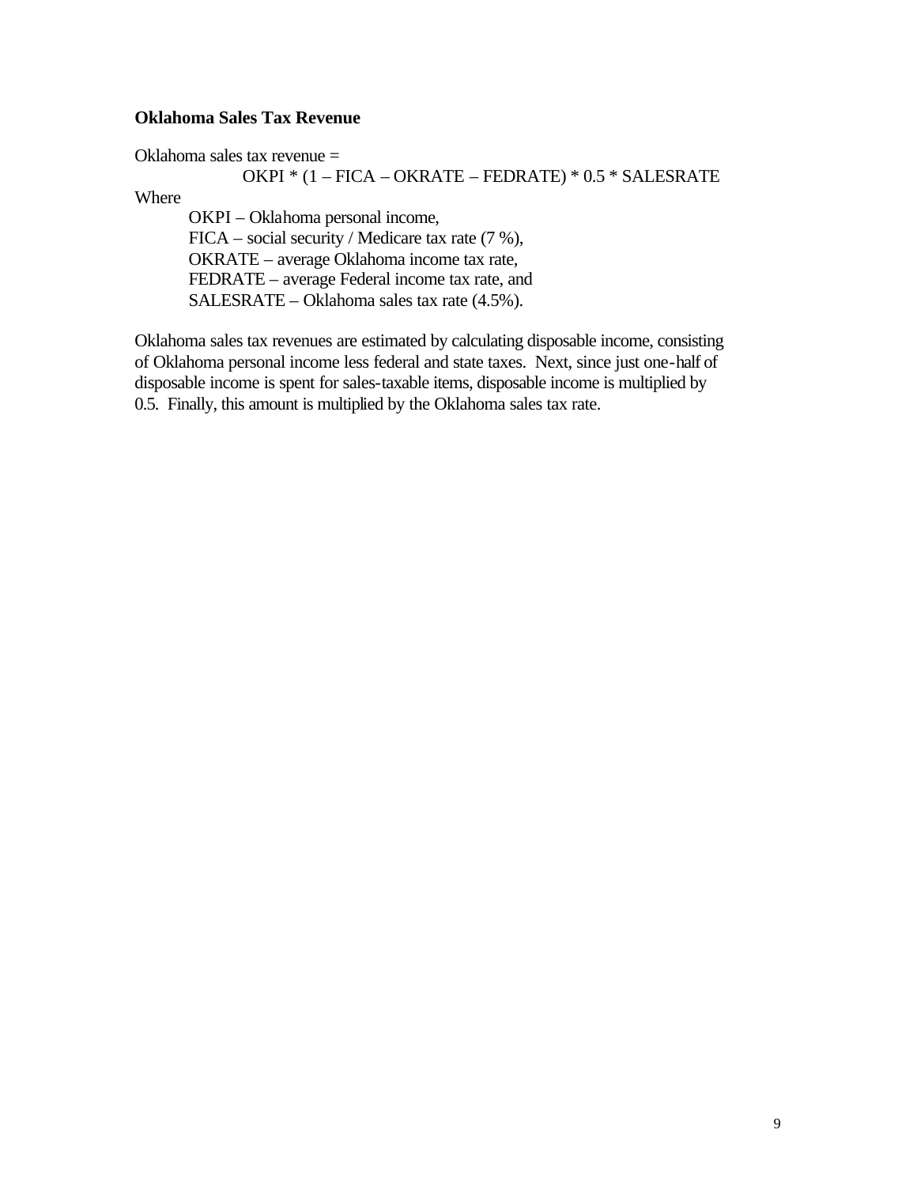**Oklahoma Sales Tax Revenue**

Oklahoma sales tax revenue =

$$OKPI * (1 – FICA – OKRATE – FEDRATE) * 0.5 * SALESRATE$$

Where

- OKPI – Oklahoma personal income,
- FICA – social security / Medicare tax rate (7 %),
- OKRATE – average Oklahoma income tax rate,
- FEDRATE – average Federal income tax rate, and
- SALESRATE – Oklahoma sales tax rate (4.5%).

Oklahoma sales tax revenues are estimated by calculating disposable income, consisting of Oklahoma personal income less federal and state taxes. Next, since just one-half of disposable income is spent for sales-taxable items, disposable income is multiplied by 0.5. Finally, this amount is multiplied by the Oklahoma sales tax rate.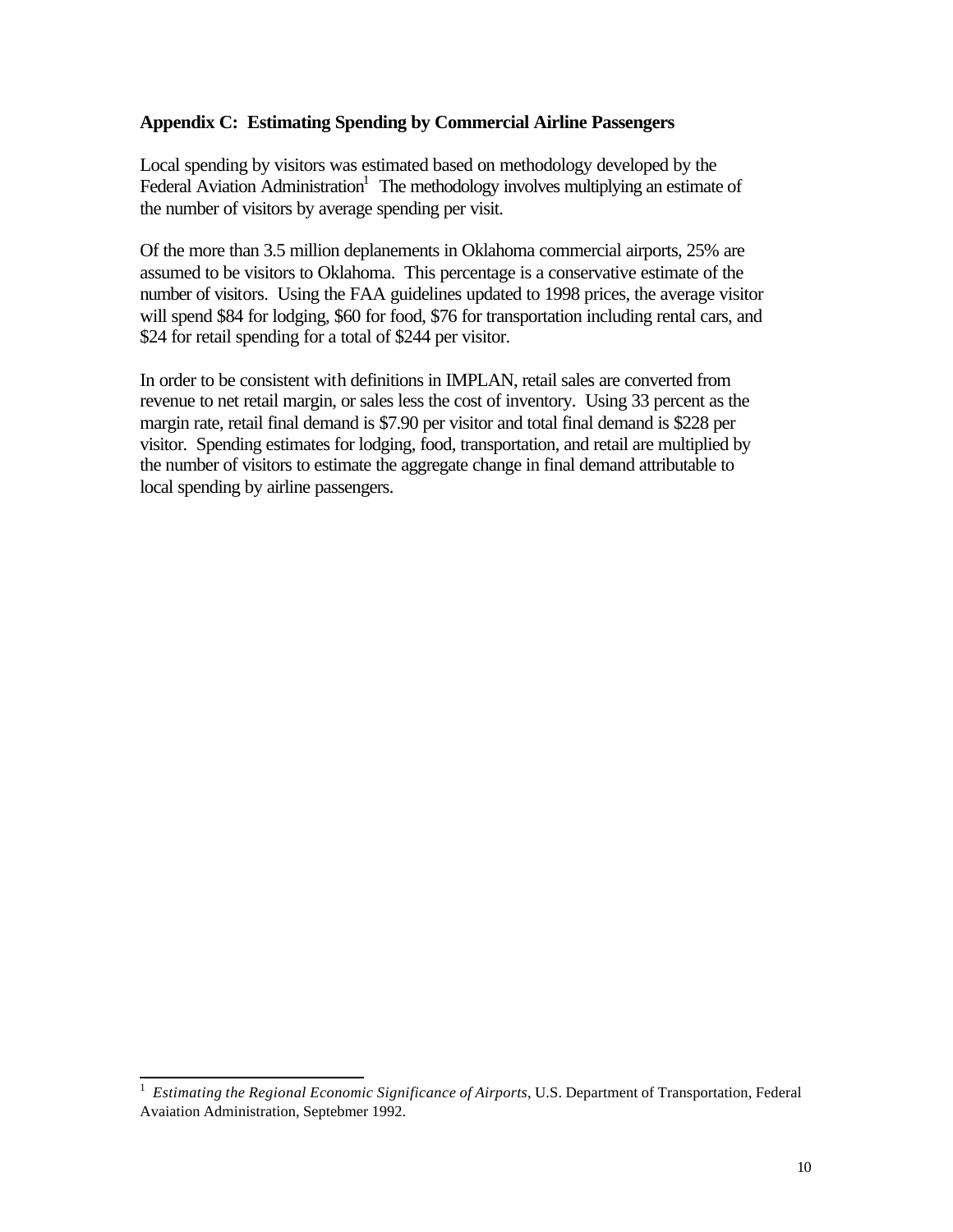## Appendix C: Estimating Spending by Commercial Airline Passengers

Local spending by visitors was estimated based on methodology developed by the Federal Aviation Administration[1] The methodology involves multiplying an estimate of the number of visitors by average spending per visit.

Of the more than 3.5 million deplanements in Oklahoma commercial airports, 25% are assumed to be visitors to Oklahoma. This percentage is a conservative estimate of the number of visitors. Using the FAA guidelines updated to 1998 prices, the average visitor will spend $84 for lodging, $60 for food, $76 for transportation including rental cars, and $24 for retail spending for a total of $244 per visitor.

In order to be consistent with definitions in IMPLAN, retail sales are converted from revenue to net retail margin, or sales less the cost of inventory. Using 33 percent as the margin rate, retail final demand is $7.90 per visitor and total final demand is $228 per visitor. Spending estimates for lodging, food, transportation, and retail are multiplied by the number of visitors to estimate the aggregate change in final demand attributable to local spending by airline passengers.

---

[1] *Estimating the Regional Economic Significance of Airports*, U.S. Department of Transportation, Federal Avaiation Administration, Septebmer 1992.